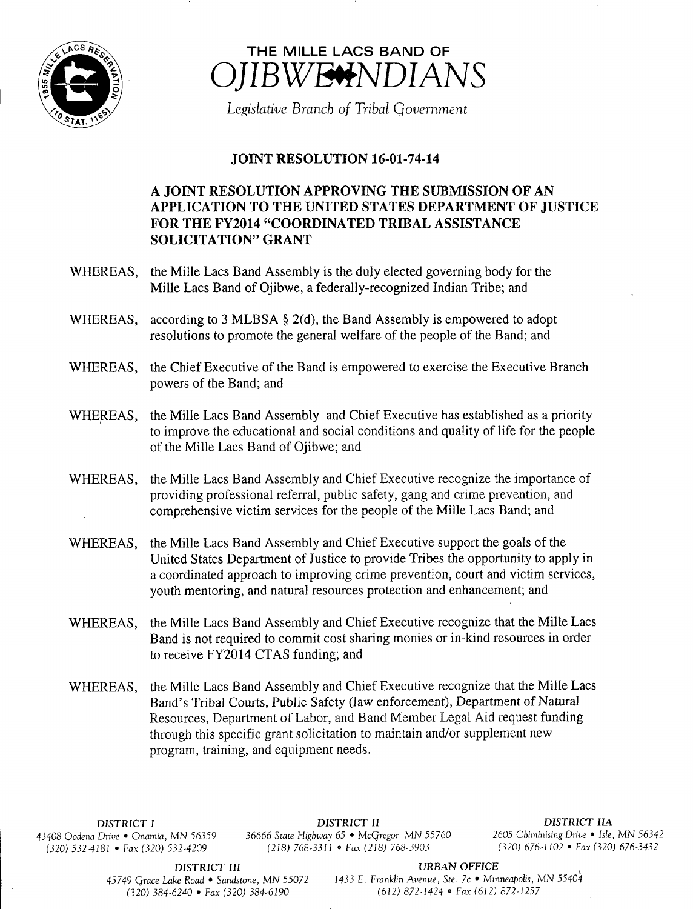# THE MILLE LACS BAND OF
# OJIBWE INDIANS

*Legislative Branch of Tribal Government*

## JOINT RESOLUTION 16-01-74-14

### A JOINT RESOLUTION APPROVING THE SUBMISSION OF AN APPLICATION TO THE UNITED STATES DEPARTMENT OF JUSTICE FOR THE FY2014 "COORDINATED TRIBAL ASSISTANCE SOLICITATION" GRANT

WHEREAS, the Mille Lacs Band Assembly is the duly elected governing body for the Mille Lacs Band of Ojibwe, a federally-recognized Indian Tribe; and

WHEREAS, according to 3 MLBSA § 2(d), the Band Assembly is empowered to adopt resolutions to promote the general welfare of the people of the Band; and

WHEREAS, the Chief Executive of the Band is empowered to exercise the Executive Branch powers of the Band; and

WHEREAS, the Mille Lacs Band Assembly and Chief Executive has established as a priority to improve the educational and social conditions and quality of life for the people of the Mille Lacs Band of Ojibwe; and

WHEREAS, the Mille Lacs Band Assembly and Chief Executive recognize the importance of providing professional referral, public safety, gang and crime prevention, and comprehensive victim services for the people of the Mille Lacs Band; and

WHEREAS, the Mille Lacs Band Assembly and Chief Executive support the goals of the United States Department of Justice to provide Tribes the opportunity to apply in a coordinated approach to improving crime prevention, court and victim services, youth mentoring, and natural resources protection and enhancement; and

WHEREAS, the Mille Lacs Band Assembly and Chief Executive recognize that the Mille Lacs Band is not required to commit cost sharing monies or in-kind resources in order to receive FY2014 CTAS funding; and

WHEREAS, the Mille Lacs Band Assembly and Chief Executive recognize that the Mille Lacs Band's Tribal Courts, Public Safety (law enforcement), Department of Natural Resources, Department of Labor, and Band Member Legal Aid request funding through this specific grant solicitation to maintain and/or supplement new program, training, and equipment needs.

DISTRICT I
43408 Oodena Drive • Onamia, MN 56359
(320) 532-4181 • Fax (320) 532-4209

DISTRICT II
36666 State Highway 65 • McGregor, MN 55760
(218) 768-3311 • Fax (218) 768-3903

DISTRICT IIA
2605 Chiminising Drive • Isle, MN 56342
(320) 676-1102 • Fax (320) 676-3432

DISTRICT III
45749 Grace Lake Road • Sandstone, MN 55072
(320) 384-6240 • Fax (320) 384-6190

URBAN OFFICE
1433 E. Franklin Avenue, Ste. 7c • Minneapolis, MN 55404
(612) 872-1424 • Fax (612) 872-1257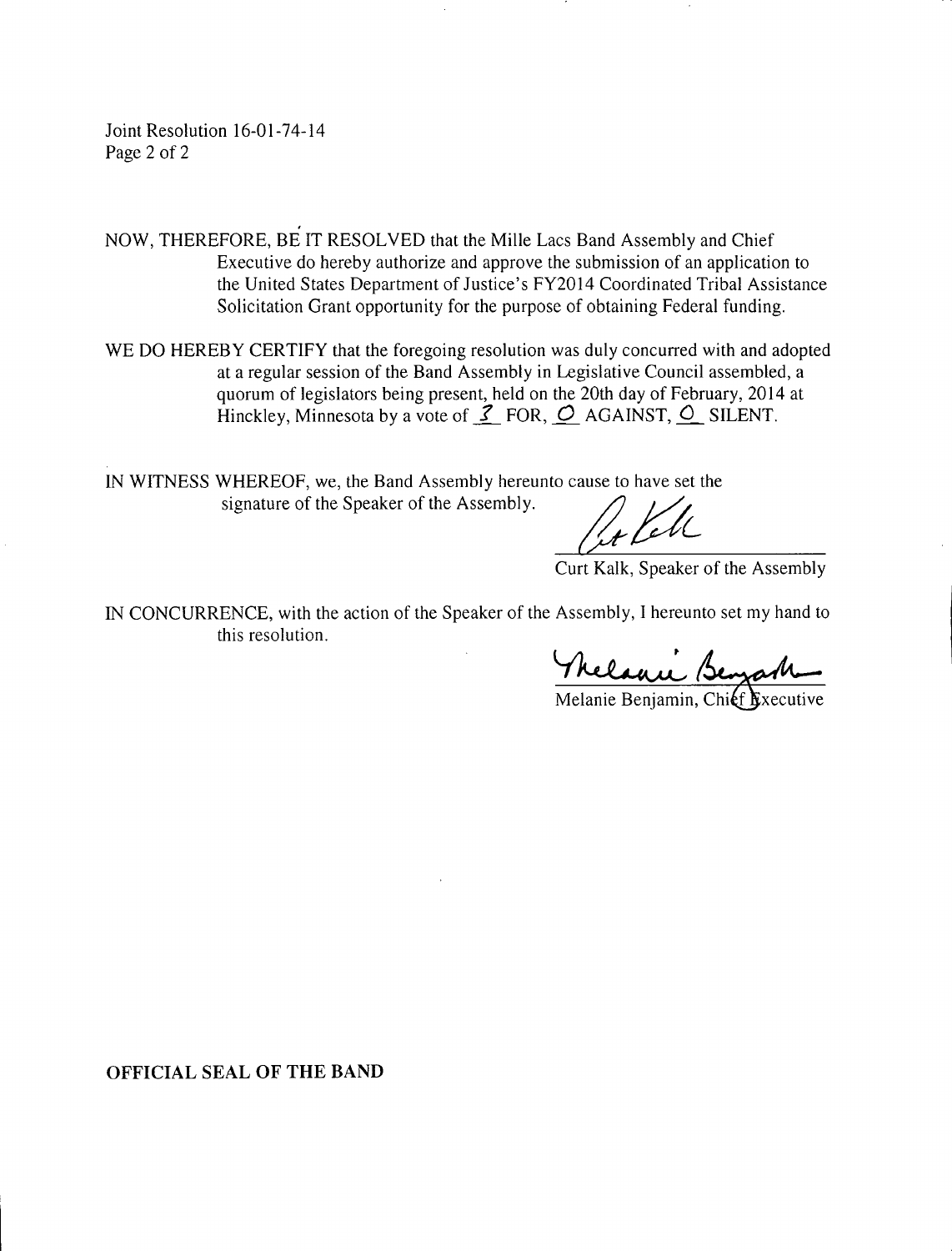Joint Resolution 16-01-74-14
Page 2 of 2

NOW, THEREFORE, BE IT RESOLVED that the Mille Lacs Band Assembly and Chief Executive do hereby authorize and approve the submission of an application to the United States Department of Justice's FY2014 Coordinated Tribal Assistance Solicitation Grant opportunity for the purpose of obtaining Federal funding.

WE DO HEREBY CERTIFY that the foregoing resolution was duly concurred with and adopted at a regular session of the Band Assembly in Legislative Council assembled, a quorum of legislators being present, held on the 20th day of February, 2014 at Hinckley, Minnesota by a vote of 3 FOR, 0 AGAINST, 0 SILENT.

IN WITNESS WHEREOF, we, the Band Assembly hereunto cause to have set the signature of the Speaker of the Assembly.

Curt Kalk, Speaker of the Assembly

IN CONCURRENCE, with the action of the Speaker of the Assembly, I hereunto set my hand to this resolution.

Melanie Benjamin, Chief Executive

**OFFICIAL SEAL OF THE BAND**